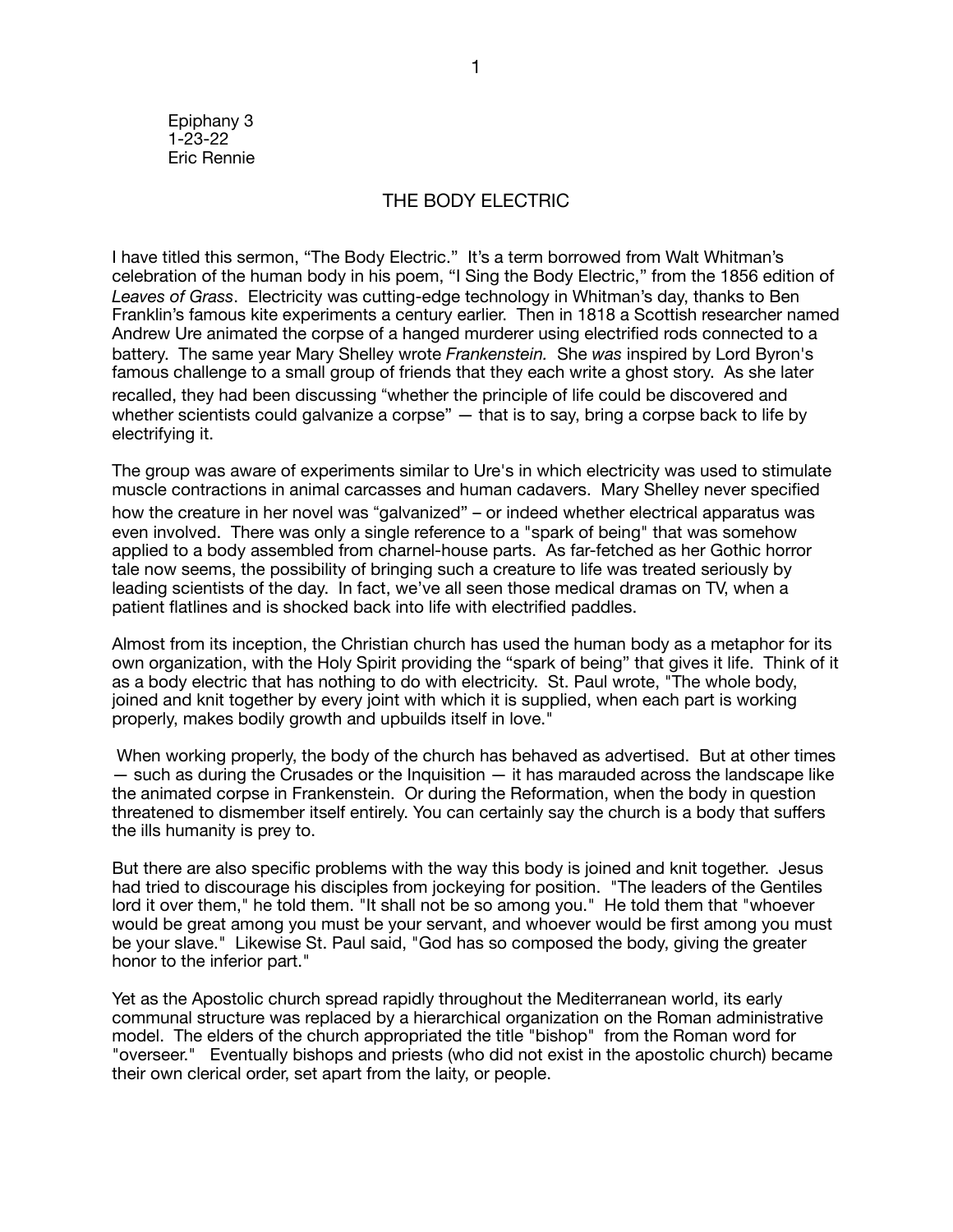Epiphany 3
1-23-22
Eric Rennie

# THE BODY ELECTRIC

I have titled this sermon, "The Body Electric." It's a term borrowed from Walt Whitman's celebration of the human body in his poem, "I Sing the Body Electric," from the 1856 edition of *Leaves of Grass*. Electricity was cutting-edge technology in Whitman's day, thanks to Ben Franklin's famous kite experiments a century earlier. Then in 1818 a Scottish researcher named Andrew Ure animated the corpse of a hanged murderer using electrified rods connected to a battery. The same year Mary Shelley wrote *Frankenstein.* She *was* inspired by Lord Byron's famous challenge to a small group of friends that they each write a ghost story. As she later recalled, they had been discussing "whether the principle of life could be discovered and whether scientists could galvanize a corpse" — that is to say, bring a corpse back to life by electrifying it.

The group was aware of experiments similar to Ure's in which electricity was used to stimulate muscle contractions in animal carcasses and human cadavers. Mary Shelley never specified how the creature in her novel was "galvanized" – or indeed whether electrical apparatus was even involved. There was only a single reference to a "spark of being" that was somehow applied to a body assembled from charnel-house parts. As far-fetched as her Gothic horror tale now seems, the possibility of bringing such a creature to life was treated seriously by leading scientists of the day. In fact, we've all seen those medical dramas on TV, when a patient flatlines and is shocked back into life with electrified paddles.

Almost from its inception, the Christian church has used the human body as a metaphor for its own organization, with the Holy Spirit providing the "spark of being" that gives it life. Think of it as a body electric that has nothing to do with electricity. St. Paul wrote, "The whole body, joined and knit together by every joint with which it is supplied, when each part is working properly, makes bodily growth and upbuilds itself in love."

When working properly, the body of the church has behaved as advertised. But at other times — such as during the Crusades or the Inquisition — it has marauded across the landscape like the animated corpse in Frankenstein. Or during the Reformation, when the body in question threatened to dismember itself entirely. You can certainly say the church is a body that suffers the ills humanity is prey to.

But there are also specific problems with the way this body is joined and knit together. Jesus had tried to discourage his disciples from jockeying for position. "The leaders of the Gentiles lord it over them," he told them. "It shall not be so among you." He told them that "whoever would be great among you must be your servant, and whoever would be first among you must be your slave." Likewise St. Paul said, "God has so composed the body, giving the greater honor to the inferior part."

Yet as the Apostolic church spread rapidly throughout the Mediterranean world, its early communal structure was replaced by a hierarchical organization on the Roman administrative model. The elders of the church appropriated the title "bishop" from the Roman word for "overseer." Eventually bishops and priests (who did not exist in the apostolic church) became their own clerical order, set apart from the laity, or people.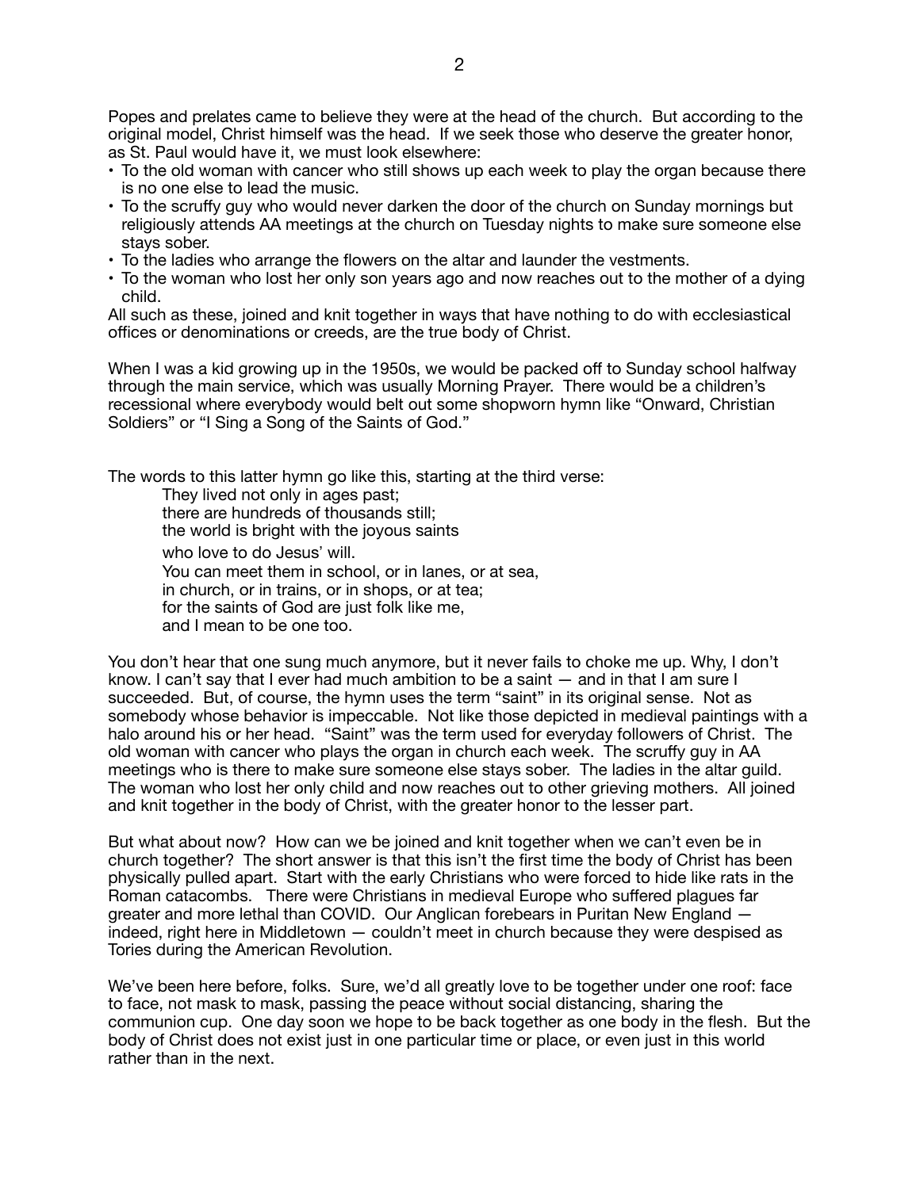Popes and prelates came to believe they were at the head of the church. But according to the original model, Christ himself was the head. If we seek those who deserve the greater honor, as St. Paul would have it, we must look elsewhere:

- To the old woman with cancer who still shows up each week to play the organ because there is no one else to lead the music.
- To the scruffy guy who would never darken the door of the church on Sunday mornings but religiously attends AA meetings at the church on Tuesday nights to make sure someone else stays sober.
- To the ladies who arrange the flowers on the altar and launder the vestments.
- To the woman who lost her only son years ago and now reaches out to the mother of a dying child.

All such as these, joined and knit together in ways that have nothing to do with ecclesiastical offices or denominations or creeds, are the true body of Christ.

When I was a kid growing up in the 1950s, we would be packed off to Sunday school halfway through the main service, which was usually Morning Prayer. There would be a children's recessional where everybody would belt out some shopworn hymn like "Onward, Christian Soldiers" or "I Sing a Song of the Saints of God."

The words to this latter hymn go like this, starting at the third verse:

> They lived not only in ages past;
> there are hundreds of thousands still;
> the world is bright with the joyous saints
> who love to do Jesus' will.
> You can meet them in school, or in lanes, or at sea,
> in church, or in trains, or in shops, or at tea;
> for the saints of God are just folk like me,
> and I mean to be one too.

You don't hear that one sung much anymore, but it never fails to choke me up. Why, I don't know. I can't say that I ever had much ambition to be a saint — and in that I am sure I succeeded. But, of course, the hymn uses the term "saint" in its original sense. Not as somebody whose behavior is impeccable. Not like those depicted in medieval paintings with a halo around his or her head. "Saint" was the term used for everyday followers of Christ. The old woman with cancer who plays the organ in church each week. The scruffy guy in AA meetings who is there to make sure someone else stays sober. The ladies in the altar guild. The woman who lost her only child and now reaches out to other grieving mothers. All joined and knit together in the body of Christ, with the greater honor to the lesser part.

But what about now? How can we be joined and knit together when we can't even be in church together? The short answer is that this isn't the first time the body of Christ has been physically pulled apart. Start with the early Christians who were forced to hide like rats in the Roman catacombs. There were Christians in medieval Europe who suffered plagues far greater and more lethal than COVID. Our Anglican forebears in Puritan New England — indeed, right here in Middletown — couldn't meet in church because they were despised as Tories during the American Revolution.

We've been here before, folks. Sure, we'd all greatly love to be together under one roof: face to face, not mask to mask, passing the peace without social distancing, sharing the communion cup. One day soon we hope to be back together as one body in the flesh. But the body of Christ does not exist just in one particular time or place, or even just in this world rather than in the next.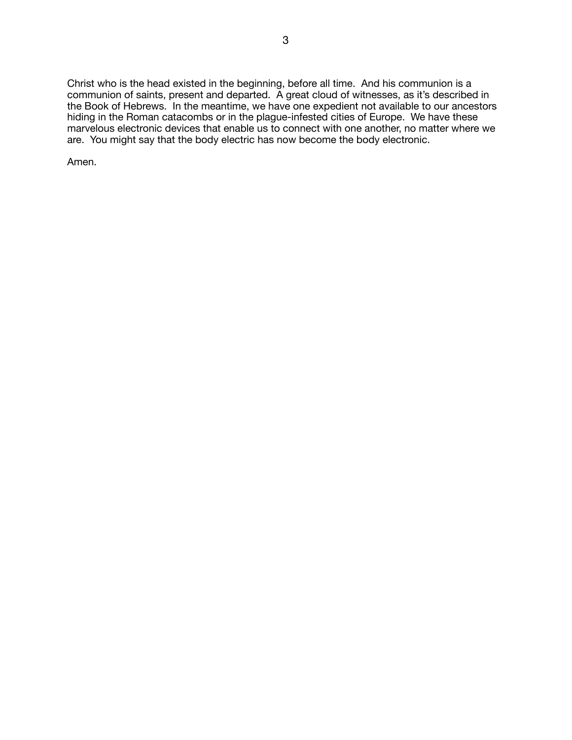Christ who is the head existed in the beginning, before all time. And his communion is a communion of saints, present and departed. A great cloud of witnesses, as it's described in the Book of Hebrews. In the meantime, we have one expedient not available to our ancestors hiding in the Roman catacombs or in the plague-infested cities of Europe. We have these marvelous electronic devices that enable us to connect with one another, no matter where we are. You might say that the body electric has now become the body electronic.

Amen.